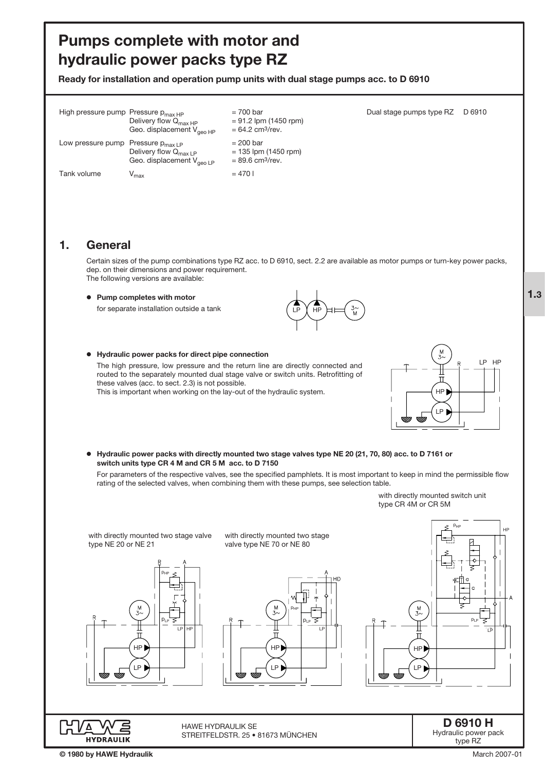# Pumps complete with motor and hydraulic power packs type RZ

**Ready for installation and operation pump units with dual stage pumps acc. to D 6910**

| | | | |
|---|---|---|---|
| High pressure pump | Pressure $p_{max\ HP}$ | = 700 bar | Dual stage pumps type RZ D 6910 |
| | Delivery flow $Q_{max\ HP}$ | = 91.2 lpm (1450 rpm) | |
| | Geo. displacement $V_{geo\ HP}$ | = 64.2 cm³/rev. | |
| Low pressure pump | Pressure $p_{max\ LP}$ | = 200 bar | |
| | Delivery flow $Q_{max\ LP}$ | = 135 lpm (1450 rpm) | |
| | Geo. displacement $V_{geo\ LP}$ | = 89.6 cm³/rev. | |
| Tank volume | $V_{max}$ | = 470 l | |

## 1. General

Certain sizes of the pump combinations type RZ acc. to D 6910, sect. 2.2 are available as motor pumps or turn-key power packs, dep. on their dimensions and power requirement.
The following versions are available:

- **Pump completes with motor**
  for separate installation outside a tank

- **Hydraulic power packs for direct pipe connection**
  The high pressure, low pressure and the return line are directly connected and routed to the separately mounted dual stage valve or switch units. Retrofitting of these valves (acc. to sect. 2.3) is not possible.
  This is important when working on the lay-out of the hydraulic system.

- **Hydraulic power packs with directly mounted two stage valves type NE 20 (21, 70, 80) acc. to D 7161 or switch units type CR 4 M and CR 5 M acc. to D 7150**
  For parameters of the respective valves, see the specified pamphlets. It is most important to keep in mind the permissible flow rating of the selected valves, when combining them with these pumps, see selection table.

with directly mounted two stage valve type NE 20 or NE 21

with directly mounted two stage valve type NE 70 or NE 80

with directly mounted switch unit type CR 4M or CR 5M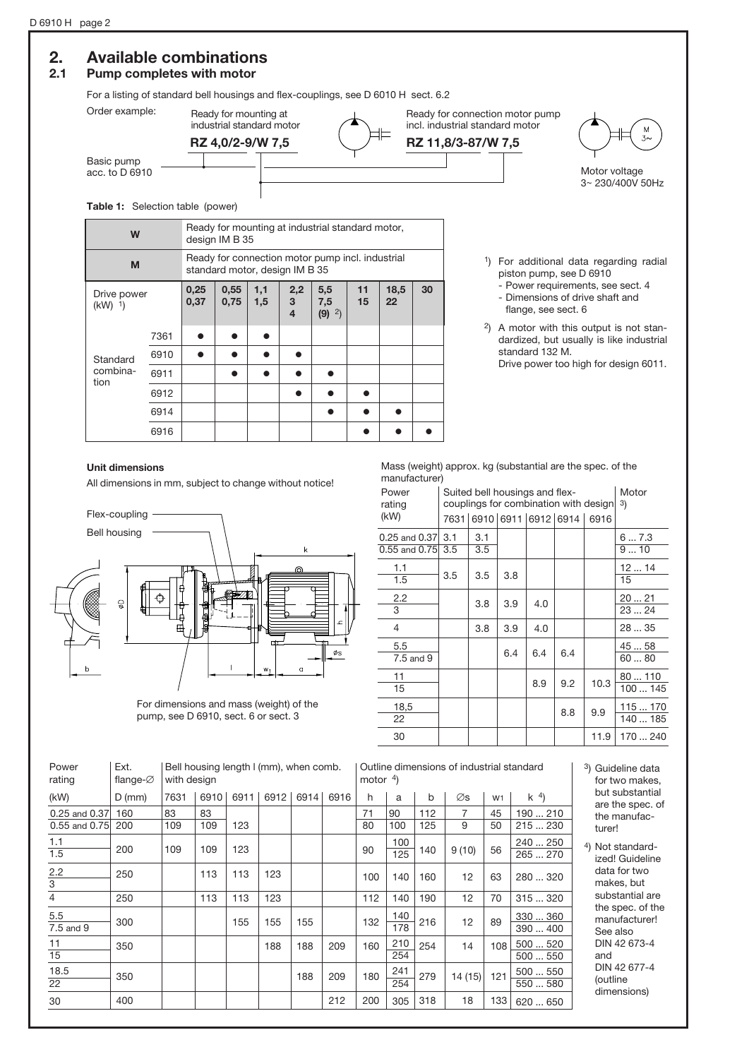## 2. Available combinations

### 2.1 Pump completes with motor

For a listing of standard bell housings and flex-couplings, see D 6010 H sect. 6.2

Order example:

Ready for mounting at industrial standard motor: **RZ 4,0/2-9/W 7,5**

Ready for connection motor pump incl. industrial standard motor: **RZ 11,8/3-87/W 7,5**

Basic pump acc. to D 6910

Motor voltage 3~ 230/400V 50Hz

**Table 1:** Selection table (power)

| W | | Ready for mounting at industrial standard motor, design IM B 35 | | | | | | | |
|---|---|---|---|---|---|---|---|---|---|
| **M** | | Ready for connection motor pump incl. industrial standard motor, design IM B 35 | | | | | | | |
| Drive power (kW) [1] | | 0,25 0,37 | 0,55 0,75 | 1,1 1,5 | 2,2 3 4 | 5,5 7,5 (9) [2] | 11 15 | 18,5 22 | 30 |
| Standard combination | 7361 | ● | ● | ● | | | | | |
| | 6910 | ● | ● | ● | ● | | | | |
| | 6911 | | ● | ● | ● | ● | | | |
| | 6912 | | | | ● | ● | ● | | |
| | 6914 | | | | | ● | ● | ● | |
| | 6916 | | | | | | ● | ● | ● |

[1] For additional data regarding radial piston pump, see D 6910
- Power requirements, see sect. 4
- Dimensions of drive shaft and flange, see sect. 6

[2] A motor with this output is not standardized, but usually is like industrial standard 132 M.
Drive power too high for design 6011.

**Unit dimensions**

All dimensions in mm, subject to change without notice!

Flex-coupling

Bell housing

For dimensions and mass (weight) of the pump, see D 6910, sect. 6 or sect. 3

Mass (weight) approx. kg (substantial are the spec. of the manufacturer)

| Power rating (kW) | Suited bell housings and flex-couplings for combination with design 7631 | 6910 | 6911 | 6912 | 6914 | 6916 | Motor [3] |
|---|---|---|---|---|---|---|---|
| 0.25 and 0.37 | 3.1 | 3.1 | | | | | 6 ... 7.3 |
| 0.55 and 0.75 | 3.5 | 3.5 | | | | | 9 ... 10 |
| 1.1 | 3.5 | 3.5 | 3.8 | | | | 12 ... 14 |
| 1.5 | | | | | | | 15 |
| 2.2 | | 3.8 | 3.9 | 4.0 | | | 20 ... 21 |
| 3 | | | | | | | 23 ... 24 |
| 4 | | 3.8 | 3.9 | 4.0 | | | 28 ... 35 |
| 5.5 | | | 6.4 | 6.4 | 6.4 | | 45 ... 58 |
| 7.5 and 9 | | | | | | | 60 ... 80 |
| 11 | | | | 8.9 | 9.2 | 10.3 | 80 ... 110 |
| 15 | | | | | | | 100 ... 145 |
| 18,5 | | | | | 8.8 | 9.9 | 115 ... 170 |
| 22 | | | | | | | 140 ... 185 |
| 30 | | | | | | 11.9 | 170 ... 240 |

| Power rating (kW) | Ext. flange-∅ D (mm) | Bell housing length l (mm), when comb. with design 7631 | 6910 | 6911 | 6912 | 6914 | 6916 | Outline dimensions of industrial standard motor [4] h | a | b | ∅s | $w_1$ | k [4] |
|---|---|---|---|---|---|---|---|---|---|---|---|---|---|
| 0.25 and 0.37 | 160 | 83 | 83 | | | | | 71 | 90 | 112 | 7 | 45 | 190 ... 210 |
| 0.55 and 0.75 | 200 | 109 | 109 | 123 | | | | 80 | 100 | 125 | 9 | 50 | 215 ... 230 |
| 1.1 | 200 | 109 | 109 | 123 | | | | 90 | 100 | 140 | 9 (10) | 56 | 240 ... 250 |
| 1.5 | | | | | | | | | 125 | | | | 265 ... 270 |
| 2.2 | 250 | | 113 | 113 | 123 | | | 100 | 140 | 160 | 12 | 63 | 280 ... 320 |
| 3 | | | | | | | | | | | | | |
| 4 | 250 | | 113 | 113 | 123 | | | 112 | 140 | 190 | 12 | 70 | 315 ... 320 |
| 5.5 | 300 | | | 155 | 155 | 155 | | 132 | 140 | 216 | 12 | 89 | 330 ... 360 |
| 7.5 and 9 | | | | | | | | | 178 | | | | 390 ... 400 |
| 11 | 350 | | | | 188 | 188 | 209 | 160 | 210 | 254 | 14 | 108 | 500 ... 520 |
| 15 | | | | | | | | | 254 | | | | 500 ... 550 |
| 18.5 | 350 | | | | | 188 | 209 | 180 | 241 | 279 | 14 (15) | 121 | 500 ... 550 |
| 22 | | | | | | | | | 254 | | | | 550 ... 580 |
| 30 | 400 | | | | | | 212 | 200 | 305 | 318 | 18 | 133 | 620 ... 650 |

[3] Guideline data for two makes, but substantial are the spec. of the manufacturer!

[4] Not standardized! Guideline data for two makes, but substantial are the spec. of the manufacturer! See also DIN 42 673-4 and DIN 42 677-4 (outline dimensions)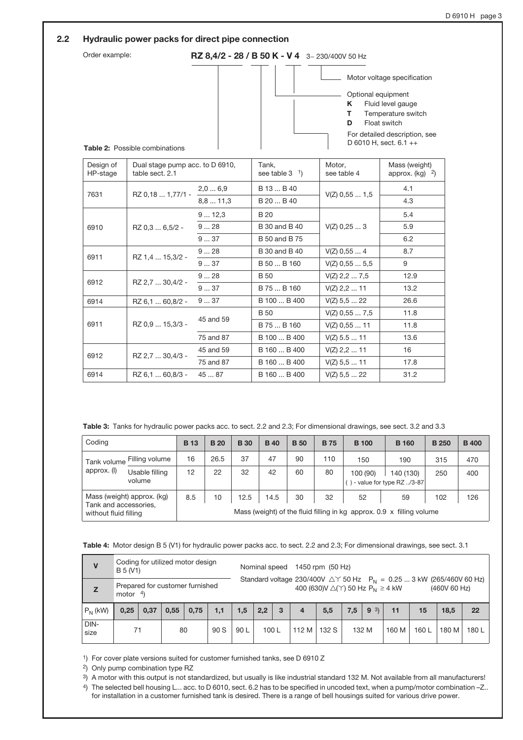## 2.2 Hydraulic power packs for direct pipe connection

Order example:

**RZ 8,4/2 - 28 / B 50 K - V 4** 3~ 230/400V 50 Hz

- Motor voltage specification
- Optional equipment
  - **K** Fluid level gauge
  - **T** Temperature switch
  - **D** Float switch
  - For detailed description, see D 6010 H, sect. 6.1 ++

**Table 2:** Possible combinations

| Design of HP-stage | Dual stage pump acc. to D 6910, table sect. 2.1 | | Tank, see table 3 [1] | Motor, see table 4 | Mass (weight) approx. (kg) [2] |
|---|---|---|---|---|---|
| 7631 | RZ 0,18 ... 1,77/1 - | 2,0 ... 6,9 | B 13 ... B 40 | V(Z) 0,55 ... 1,5 | 4.1 |
| | | 8,8 ... 11,3 | B 20 ... B 40 | | 4.3 |
| 6910 | RZ 0,3 ... 6,5/2 - | 9 ... 12,3 | B 20 | V(Z) 0,25 ... 3 | 5.4 |
| | | 9 ... 28 | B 30 and B 40 | | 5.9 |
| | | 9 ... 37 | B 50 and B 75 | | 6.2 |
| 6911 | RZ 1,4 ... 15,3/2 - | 9 ... 28 | B 30 and B 40 | V(Z) 0,55 ... 4 | 8.7 |
| | | 9 ... 37 | B 50 ... B 160 | V(Z) 0,55 ... 5,5 | 9 |
| 6912 | RZ 2,7 ... 30,4/2 - | 9 ... 28 | B 50 | V(Z) 2,2 ... 7,5 | 12.9 |
| | | 9 ... 37 | B 75 ... B 160 | V(Z) 2,2 ... 11 | 13.2 |
| 6914 | RZ 6,1 ... 60,8/2 - | 9 ... 37 | B 100 ... B 400 | V(Z) 5,5 ... 22 | 26.6 |
| 6911 | RZ 0,9 ... 15,3/3 - | 45 and 59 | B 50 | V(Z) 0,55 ... 7,5 | 11.8 |
| | | | B 75 ... B 160 | V(Z) 0,55 ... 11 | 11.8 |
| | | 75 and 87 | B 100 ... B 400 | V(Z) 5.5 ... 11 | 13.6 |
| 6912 | RZ 2,7 ... 30,4/3 - | 45 and 59 | B 160 ... B 400 | V(Z) 2,2 ... 11 | 16 |
| | | 75 and 87 | B 160 ... B 400 | V(Z) 5,5 ... 11 | 17.8 |
| 6914 | RZ 6,1 ... 60,8/3 - | 45 ... 87 | B 160 ... B 400 | V(Z) 5,5 ... 22 | 31.2 |

**Table 3:** Tanks for hydraulic power packs acc. to sect. 2.2 and 2.3; For dimensional drawings, see sect. 3.2 and 3.3

| Coding | | B 13 | B 20 | B 30 | B 40 | B 50 | B 75 | B 100 | B 160 | B 250 | B 400 |
|---|---|---|---|---|---|---|---|---|---|---|---|
| Tank volume approx. (l) | Filling volume | 16 | 26.5 | 37 | 47 | 90 | 110 | 150 | 190 | 315 | 470 |
| | Usable filling volume | 12 | 22 | 32 | 42 | 60 | 80 | 100 (90) | 140 (130) | 250 | 400 |
| | | | | | | | | ( ) - value for type RZ ../3-87 | | | |
| Mass (weight) approx. (kg) Tank and accessories, without fluid filling | | 8.5 | 10 | 12.5 | 14.5 | 30 | 32 | 52 | 59 | 102 | 126 |
| | | Mass (weight) of the fluid filling in kg approx. 0.9 x filling volume | | | | | | | | | |

**Table 4:** Motor design B 5 (V1) for hydraulic power packs acc. to sect. 2.2 and 2.3; For dimensional drawings, see sect. 3.1

| **V** | Coding for utilized motor design B 5 (V1) | Nominal speed 1450 rpm (50 Hz) |
|---|---|---|
| **Z** | Prepared for customer furnished motor [4] | Standard voltage 230/400V △Y 50 Hz $P_N$ = 0.25 ... 3 kW (265/460V 60 Hz); 400 (630)V △(Y) 50 Hz $P_N \geq$ 4 kW (460V 60 Hz) |

| $P_N$ (kW) | 0,25 | 0,37 | 0,55 | 0,75 | 1,1 | 1,5 | 2,2 | 3 | 4 | 5,5 | 7,5 | 9 [3] | 11 | 15 | 18,5 | 22 |
|---|---|---|---|---|---|---|---|---|---|---|---|---|---|---|---|---|
| DIN-size | 71 | | 80 | | 90 S | 90 L | 100 L | | 112 M | 132 S | 132 M | | 160 M | 160 L | 180 M | 180 L |

[1] For cover plate versions suited for customer furnished tanks, see D 6910 Z

[2] Only pump combination type RZ

[3] A motor with this output is not standardized, but usually is like industrial standard 132 M. Not available from all manufacturers!

[4] The selected bell housing L... acc. to D 6010, sect. 6.2 has to be specified in uncoded text, when a pump/motor combination –Z.. for installation in a customer furnished tank is desired. There is a range of bell housings suited for various drive power.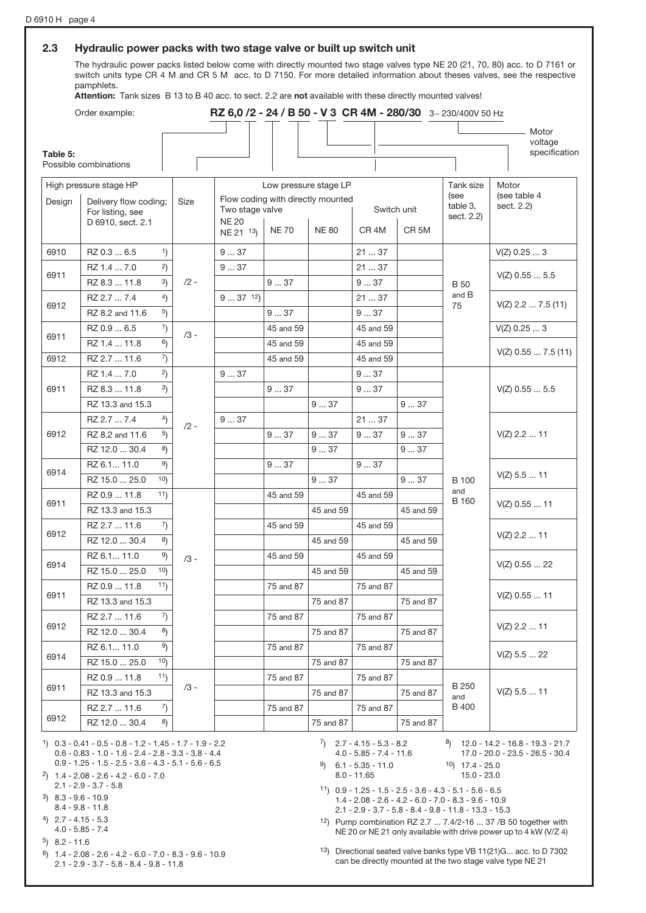## 2.3 Hydraulic power packs with two stage valve or built up switch unit

The hydraulic power packs listed below come with directly mounted two stage valves type NE 20 (21, 70, 80) acc. to D 7161 or switch units type CR 4 M and CR 5 M acc. to D 7150. For more detailed information about theses valves, see the respective pamphlets.

**Attention:** Tank sizes B 13 to B 40 acc. to sect. 2.2 are **not** available with these directly mounted valves!

Order example: **RZ 6,0 /2 - 24 / B 50 - V 3 CR 4M - 280/30** 3~ 230/400V 50 Hz

Motor voltage specification

**Table 5:**
Possible combinations

| High pressure stage HP | | Size | Low pressure stage LP | | | | | Tank size (see table 3, sect. 2.2) | Motor (see table 4 sect. 2.2) |
|---|---|---|---|---|---|---|---|---|---|
| | | | Flow coding with directly mounted Two stage valve | | | Switch unit | | | |
| Design | Delivery flow coding; For listing, see D 6910, sect. 2.1 | | NE 20 NE 21 [13] | NE 70 | NE 80 | CR 4M | CR 5M | | |
| 6910 | RZ 0.3 ... 6.5 [1] | /2 - | 9 ... 37 | | | 21 ... 37 | | B 50 and B 75 | V(Z) 0.25 ... 3 |
| 6911 | RZ 1.4 ... 7.0 [2] | | 9 ... 37 | | | 21 ... 37 | | | V(Z) 0.55 ... 5.5 |
| | RZ 8.3 ... 11.8 [3] | | | 9 ... 37 | | 9 ... 37 | | | |
| 6912 | RZ 2.7 ... 7.4 [4] | | 9 ... 37 [12] | | | 21 ... 37 | | | V(Z) 2.2 ... 7.5 (11) |
| | RZ 8.2 and 11.6 [5] | | | 9 ... 37 | | 9 ... 37 | | | |
| 6911 | RZ 0.9 ... 6.5 [1] | /3 - | | 45 and 59 | | 45 and 59 | | | V(Z) 0.25 ... 3 |
| | RZ 1.4 ... 11.8 [6] | | | 45 and 59 | | 45 and 59 | | | V(Z) 0.55 ... 7.5 (11) |
| 6912 | RZ 2.7 ... 11.6 [7] | | | 45 and 59 | | 45 and 59 | | | |
| 6911 | RZ 1.4 ... 7.0 [2] | /2 - | 9 ... 37 | | | 9 ... 37 | | B 100 and B 160 | V(Z) 0.55 ... 5.5 |
| | RZ 8.3 ... 11.8 [3] | | | 9 ... 37 | | 9 ... 37 | | | |
| | RZ 13.3 and 15.3 | | | | 9 ... 37 | | 9 ... 37 | | |
| 6912 | RZ 2.7 ... 7.4 [4] | | 9 ... 37 | | | 21 ... 37 | | | V(Z) 2.2 ... 11 |
| | RZ 8.2 and 11.6 [5] | | | 9 ... 37 | 9 ... 37 | 9 ... 37 | 9 ... 37 | | |
| | RZ 12.0 ... 30.4 [8] | | | | 9 ... 37 | | 9 ... 37 | | |
| 6914 | RZ 6.1... 11.0 [9] | | | 9 ... 37 | | 9 ... 37 | | | V(Z) 5.5 ... 11 |
| | RZ 15.0 ... 25.0 [10] | | | | 9 ... 37 | | 9 ... 37 | | |
| 6911 | RZ 0.9 ... 11.8 [11] | /3 - | | 45 and 59 | | 45 and 59 | | | V(Z) 0.55 ... 11 |
| | RZ 13.3 and 15.3 | | | | 45 and 59 | | 45 and 59 | | |
| 6912 | RZ 2.7 ... 11.6 [7] | | | 45 and 59 | | 45 and 59 | | | V(Z) 2.2 ... 11 |
| | RZ 12.0 ... 30.4 [8] | | | | 45 and 59 | | 45 and 59 | | |
| 6914 | RZ 6.1... 11.0 [9] | | | 45 and 59 | | 45 and 59 | | | V(Z) 0.55 ... 22 |
| | RZ 15.0 ... 25.0 [10] | | | | 45 and 59 | | 45 and 59 | | |
| 6911 | RZ 0.9 ... 11.8 [11] | | | 75 and 87 | | 75 and 87 | | | V(Z) 0.55 ... 11 |
| | RZ 13.3 and 15.3 | | | | 75 and 87 | | 75 and 87 | | |
| 6912 | RZ 2.7 ... 11.6 [7] | | | 75 and 87 | | 75 and 87 | | | V(Z) 2.2 ... 11 |
| | RZ 12.0 ... 30.4 [8] | | | | 75 and 87 | | 75 and 87 | | |
| 6914 | RZ 6.1... 11.0 [9] | | | 75 and 87 | | 75 and 87 | | | V(Z) 5.5 ... 22 |
| | RZ 15.0 ... 25.0 [10] | | | | 75 and 87 | | 75 and 87 | | |
| 6911 | RZ 0.9 ... 11.8 [11] | /3 - | | 75 and 87 | | 75 and 87 | | B 250 and B 400 | V(Z) 5.5 ... 11 |
| | RZ 13.3 and 15.3 | | | | 75 and 87 | | 75 and 87 | | |
| 6912 | RZ 2.7 ... 11.6 [7] | | | 75 and 87 | | 75 and 87 | | | |
| | RZ 12.0 ... 30.4 [8] | | | | 75 and 87 | | 75 and 87 | | |

1) 0.3 - 0.41 - 0.5 - 0.8 - 1.2 - 1.45 - 1.7 - 1.9 - 2.2
0.6 - 0.83 - 1.0 - 1.6 - 2.4 - 2.8 - 3.3 - 3.8 - 4.4
0.9 - 1.25 - 1.5 - 2.5 - 3.6 - 4.3 - 5.1 - 5.6 - 6.5

2) 1.4 - 2.08 - 2.6 - 4.2 - 6.0 - 7.0
2.1 - 2.9 - 3.7 - 5.8

3) 8.3 - 9.6 - 10.9
8.4 - 9.8 - 11.8

4) 2.7 - 4.15 - 5.3
4.0 - 5.85 - 7.4

5) 8.2 - 11.6

6) 1.4 - 2.08 - 2.6 - 4.2 - 6.0 - 7.0 - 8.3 - 9.6 - 10.9
2.1 - 2.9 - 3.7 - 5.8 - 8.4 - 9.8 - 11.8

7) 2.7 - 4.15 - 5.3 - 8.2
4.0 - 5.85 - 7.4 - 11.6

8) 12.0 - 14.2 - 16.8 - 19.3 - 21.7
17.0 - 20.0 - 23.5 - 26.5 - 30.4

9) 6.1 - 5.35 - 11.0
8.0 - 11.65

10) 17.4 - 25.0
15.0 - 23.0

11) 0.9 - 1.25 - 1.5 - 2.5 - 3.6 - 4.3 - 5.1 - 5.6 - 6.5
1.4 - 2.08 - 2.6 - 4.2 - 6.0 - 7.0 - 8.3 - 9.6 - 10.9
2.1 - 2.9 - 3.7 - 5.8 - 8.4 - 9.8 - 11.8 - 13.3 - 15.3

12) Pump combination RZ 2.7 ... 7.4/2-16 ... 37 /B 50 together with NE 20 or NE 21 only available with drive power up to 4 kW (V/Z 4)

13) Directional seated valve banks type VB 11(21)G... acc. to D 7302 can be directly mounted at the two stage valve type NE 21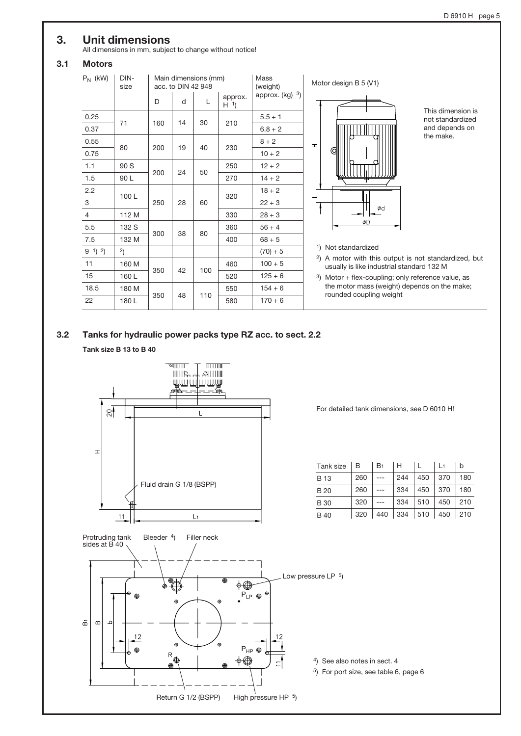# 3. Unit dimensions

All dimensions in mm, subject to change without notice!

## 3.1 Motors

| $P_N$ (kW) | DIN-size | Main dimensions (mm) acc. to DIN 42 948 | | | | Mass (weight) approx. (kg) [3]) |
|---|---|---|---|---|---|---|
| | | D | d | L | approx. H [1]) | |
| 0.25 | 71 | 160 | 14 | 30 | 210 | 5.5 + 1 |
| 0.37 | | | | | | 6.8 + 2 |
| 0.55 | 80 | 200 | 19 | 40 | 230 | 8 + 2 |
| 0.75 | | | | | | 10 + 2 |
| 1.1 | 90 S | 200 | 24 | 50 | 250 | 12 + 2 |
| 1.5 | 90 L | | | | 270 | 14 + 2 |
| 2.2 | 100 L | 250 | 28 | 60 | 320 | 18 + 2 |
| 3 | | | | | | 22 + 3 |
| 4 | 112 M | | | | 330 | 28 + 3 |
| 5.5 | 132 S | 300 | 38 | 80 | 360 | 56 + 4 |
| 7.5 | 132 M | | | | 400 | 68 + 5 |
| 9 [1]) [2]) | [2]) | | | | | (70) + 5 |
| 11 | 160 M | 350 | 42 | 100 | 460 | 100 + 5 |
| 15 | 160 L | | | | 520 | 125 + 6 |
| 18.5 | 180 M | 350 | 48 | 110 | 550 | 154 + 6 |
| 22 | 180 L | | | | 580 | 170 + 6 |

Motor design B 5 (V1)

This dimension is not standardized and depends on the make.

[1]) Not standardized

[2]) A motor with this output is not standardized, but usually is like industrial standard 132 M

[3]) Motor + flex-coupling; only reference value, as the motor mass (weight) depends on the make; rounded coupling weight

## 3.2 Tanks for hydraulic power packs type RZ acc. to sect. 2.2

**Tank size B 13 to B 40**

Fluid drain G 1/8 (BSPP)

For detailed tank dimensions, see D 6010 H!

| Tank size | B | B1 | H | L | L1 | b |
|---|---|---|---|---|---|---|
| B 13 | 260 | --- | 244 | 450 | 370 | 180 |
| B 20 | 260 | --- | 334 | 450 | 370 | 180 |
| B 30 | 320 | --- | 334 | 510 | 450 | 210 |
| B 40 | 320 | 440 | 334 | 510 | 450 | 210 |

Protruding tank sides at B 40

Bleeder [4])

Filler neck

Low pressure LP [5])

Return G 1/2 (BSPP)

High pressure HP [5])

[4]) See also notes in sect. 4

[5]) For port size, see table 6, page 6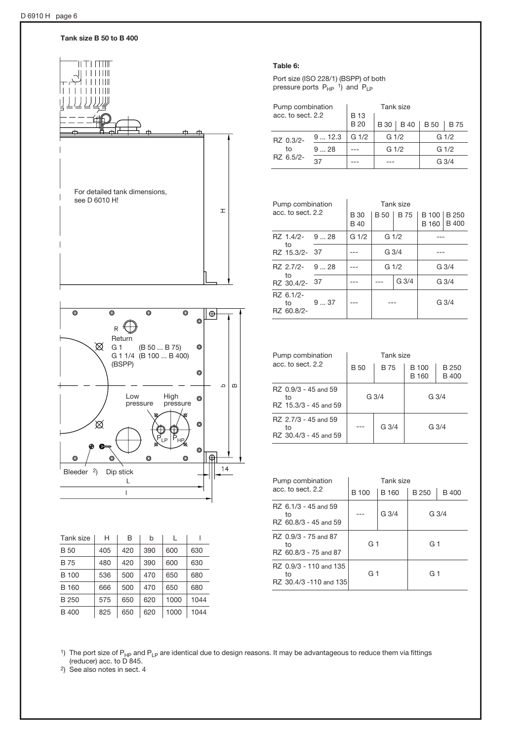### Tank size B 50 to B 400

For detailed tank dimensions, see D 6010 H!

R Return
G 1 (B 50 ... B 75)
G 1 1/4 (B 100 ... B 400)
(BSPP)

Low pressure High pressure

$P_{LP}$ $P_{HP}$

Bleeder [2]) Dip stick

| Tank size | H | B | b | L | l |
|---|---|---|---|---|---|
| B 50 | 405 | 420 | 390 | 600 | 630 |
| B 75 | 480 | 420 | 390 | 600 | 630 |
| B 100 | 536 | 500 | 470 | 650 | 680 |
| B 160 | 666 | 500 | 470 | 650 | 680 |
| B 250 | 575 | 650 | 620 | 1000 | 1044 |
| B 400 | 825 | 650 | 620 | 1000 | 1044 |

**Table 6:**

Port size (ISO 228/1) (BSPP) of both pressure ports $P_{HP}$ [1]) and $P_{LP}$

| Pump combination acc. to sect. 2.2 | | Tank size | | | |
|---|---|---|---|---|---|
| | | B 13 B 20 | B 30 \| B 40 | B 50 \| B 75 |
| RZ 0.3/2- to RZ 6.5/2- | 9 ... 12.3 | G 1/2 | G 1/2 | G 1/2 |
| | 9 ... 28 | --- | G 1/2 | G 1/2 |
| | 37 | --- | --- | G 3/4 |

| Pump combination acc. to sect. 2.2 | | Tank size | | | |
|---|---|---|---|---|---|
| | | B 30 B 40 | B 50 | B 75 | B 100 B 160 \| B 250 B 400 |
| RZ 1.4/2- to RZ 15.3/2- | 9 ... 28 | G 1/2 | G 1/2 | | --- |
| | 37 | --- | G 3/4 | | --- |
| RZ 2.7/2- to RZ 30.4/2- | 9 ... 28 | --- | G 1/2 | | G 3/4 |
| | 37 | --- | --- | G 3/4 | G 3/4 |
| RZ 6.1/2- to RZ 60.8/2- | 9 ... 37 | --- | --- | | G 3/4 |

| Pump combination acc. to sect. 2.2 | Tank size | | |
|---|---|---|---|
| | B 50 | B 75 | B 100 B 160 \| B 250 B 400 |
| RZ 0.9/3 - 45 and 59 to RZ 15.3/3 - 45 and 59 | G 3/4 | | G 3/4 |
| RZ 2.7/3 - 45 and 59 to RZ 30.4/3 - 45 and 59 | --- | G 3/4 | G 3/4 |

| Pump combination acc. to sect. 2.2 | Tank size | | | |
|---|---|---|---|---|
| | B 100 | B 160 | B 250 | B 400 |
| RZ 6.1/3 - 45 and 59 to RZ 60.8/3 - 45 and 59 | --- | G 3/4 | G 3/4 | |
| RZ 0.9/3 - 75 and 87 to RZ 60.8/3 - 75 and 87 | G 1 | | G 1 | |
| RZ 0.9/3 - 110 and 135 to RZ 30.4/3 -110 and 135 | G 1 | | G 1 | |

[1]) The port size of $P_{HP}$ and $P_{LP}$ are identical due to design reasons. It may be advantageous to reduce them via fittings (reducer) acc. to D 845.
[2]) See also notes in sect. 4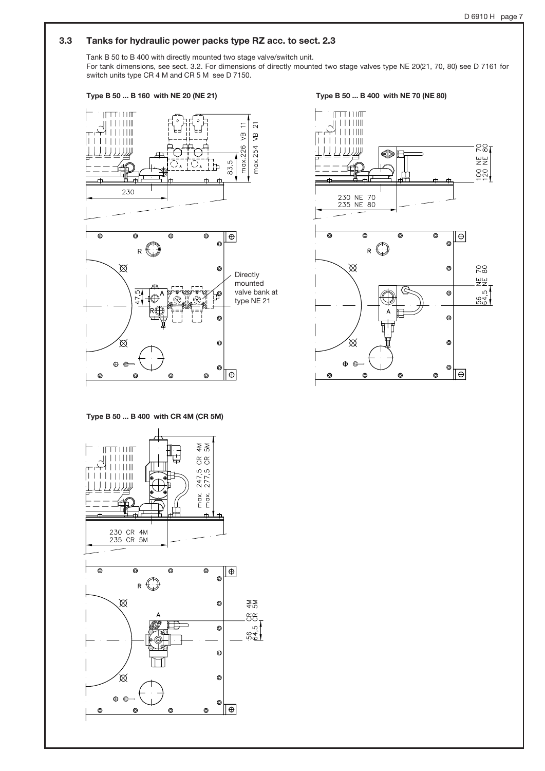## 3.3 Tanks for hydraulic power packs type RZ acc. to sect. 2.3

Tank B 50 to B 400 with directly mounted two stage valve/switch unit.
For tank dimensions, see sect. 3.2. For dimensions of directly mounted two stage valves type NE 20(21, 70, 80) see D 7161 for switch units type CR 4 M and CR 5 M see D 7150.

**Type B 50 ... B 160 with NE 20 (NE 21)**

230

83,5

max.226 VB 11

max.254 VB 21

R

A

R

47,5

Directly mounted valve bank at type NE 21

**Type B 50 ... B 400 with NE 70 (NE 80)**

230 NE 70
235 NE 80

100 NE 70
120 NE 80

R

A

56 NE 70
64,5 NE 80

**Type B 50 ... B 400 with CR 4M (CR 5M)**

230 CR 4M
235 CR 5M

max. 247,5 CR 4M
max. 277,5 CR 5M

R

A

56 CR 4M
64,5 CR 5M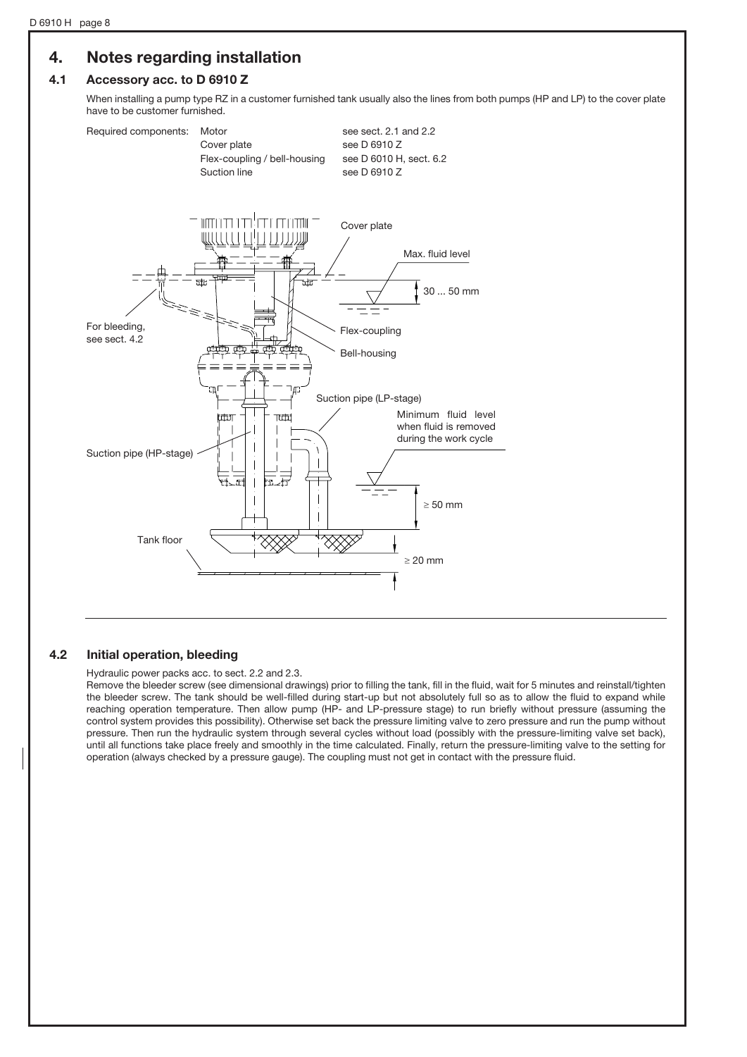# 4. Notes regarding installation

## 4.1 Accessory acc. to D 6910 Z

When installing a pump type RZ in a customer furnished tank usually also the lines from both pumps (HP and LP) to the cover plate have to be customer furnished.

| | | |
|---|---|---|
| Required components: | Motor | see sect. 2.1 and 2.2 |
| | Cover plate | see D 6910 Z |
| | Flex-coupling / bell-housing | see D 6010 H, sect. 6.2 |
| | Suction line | see D 6910 Z |

Cover plate

Max. fluid level

30 ... 50 mm

For bleeding, see sect. 4.2

Flex-coupling

Bell-housing

Suction pipe (LP-stage)

Minimum fluid level when fluid is removed during the work cycle

Suction pipe (HP-stage)

≥ 50 mm

Tank floor

≥ 20 mm

## 4.2 Initial operation, bleeding

Hydraulic power packs acc. to sect. 2.2 and 2.3.

Remove the bleeder screw (see dimensional drawings) prior to filling the tank, fill in the fluid, wait for 5 minutes and reinstall/tighten the bleeder screw. The tank should be well-filled during start-up but not absolutely full so as to allow the fluid to expand while reaching operation temperature. Then allow pump (HP- and LP-pressure stage) to run briefly without pressure (assuming the control system provides this possibility). Otherwise set back the pressure limiting valve to zero pressure and run the pump without pressure. Then run the hydraulic system through several cycles without load (possibly with the pressure-limiting valve set back), until all functions take place freely and smoothly in the time calculated. Finally, return the pressure-limiting valve to the setting for operation (always checked by a pressure gauge). The coupling must not get in contact with the pressure fluid.